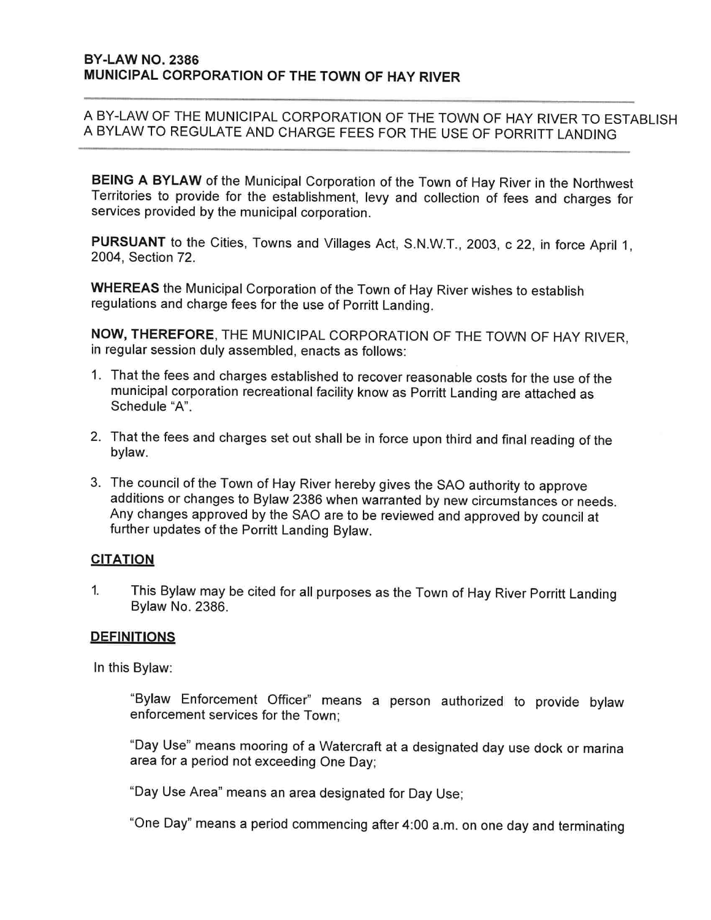**BY-LAW NO. 2386**
**MUNICIPAL CORPORATION OF THE TOWN OF HAY RIVER**

---

A BY-LAW OF THE MUNICIPAL CORPORATION OF THE TOWN OF HAY RIVER TO ESTABLISH A BYLAW TO REGULATE AND CHARGE FEES FOR THE USE OF PORRITT LANDING

---

**BEING A BYLAW** of the Municipal Corporation of the Town of Hay River in the Northwest Territories to provide for the establishment, levy and collection of fees and charges for services provided by the municipal corporation.

**PURSUANT** to the Cities, Towns and Villages Act, S.N.W.T., 2003, c 22, in force April 1, 2004, Section 72.

**WHEREAS** the Municipal Corporation of the Town of Hay River wishes to establish regulations and charge fees for the use of Porritt Landing.

**NOW, THEREFORE**, THE MUNICIPAL CORPORATION OF THE TOWN OF HAY RIVER, in regular session duly assembled, enacts as follows:

1. That the fees and charges established to recover reasonable costs for the use of the municipal corporation recreational facility know as Porritt Landing are attached as Schedule "A".
2. That the fees and charges set out shall be in force upon third and final reading of the bylaw.
3. The council of the Town of Hay River hereby gives the SAO authority to approve additions or changes to Bylaw 2386 when warranted by new circumstances or needs. Any changes approved by the SAO are to be reviewed and approved by council at further updates of the Porritt Landing Bylaw.

**CITATION**

1. This Bylaw may be cited for all purposes as the Town of Hay River Porritt Landing Bylaw No. 2386.

**DEFINITIONS**

In this Bylaw:

"Bylaw Enforcement Officer" means a person authorized to provide bylaw enforcement services for the Town;

"Day Use" means mooring of a Watercraft at a designated day use dock or marina area for a period not exceeding One Day;

"Day Use Area" means an area designated for Day Use;

"One Day" means a period commencing after 4:00 a.m. on one day and terminating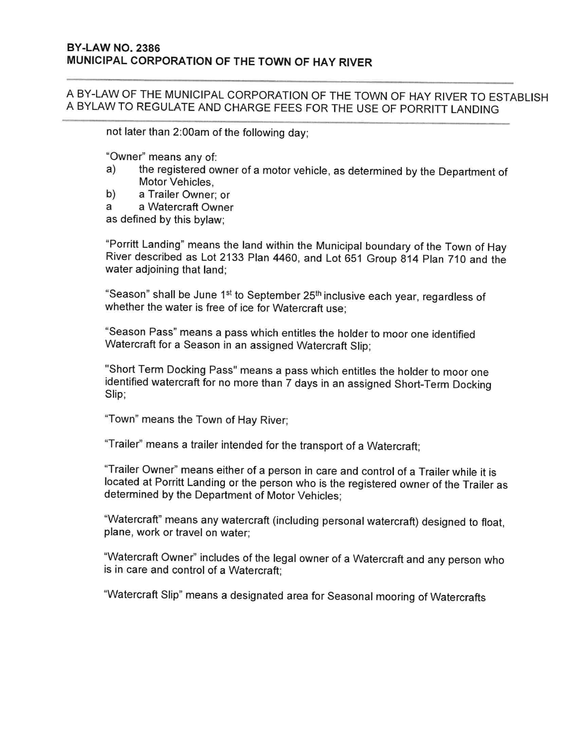**BY-LAW NO. 2386**
**MUNICIPAL CORPORATION OF THE TOWN OF HAY RIVER**

A BY-LAW OF THE MUNICIPAL CORPORATION OF THE TOWN OF HAY RIVER TO ESTABLISH A BYLAW TO REGULATE AND CHARGE FEES FOR THE USE OF PORRITT LANDING

not later than 2:00am of the following day;

"Owner" means any of:

a) the registered owner of a motor vehicle, as determined by the Department of Motor Vehicles,
b) a Trailer Owner; or
a a Watercraft Owner

as defined by this bylaw;

"Porritt Landing" means the land within the Municipal boundary of the Town of Hay River described as Lot 2133 Plan 4460, and Lot 651 Group 814 Plan 710 and the water adjoining that land;

"Season" shall be June 1st to September 25th inclusive each year, regardless of whether the water is free of ice for Watercraft use;

"Season Pass" means a pass which entitles the holder to moor one identified Watercraft for a Season in an assigned Watercraft Slip;

"Short Term Docking Pass" means a pass which entitles the holder to moor one identified watercraft for no more than 7 days in an assigned Short-Term Docking Slip;

"Town" means the Town of Hay River;

"Trailer" means a trailer intended for the transport of a Watercraft;

"Trailer Owner" means either of a person in care and control of a Trailer while it is located at Porritt Landing or the person who is the registered owner of the Trailer as determined by the Department of Motor Vehicles;

"Watercraft" means any watercraft (including personal watercraft) designed to float, plane, work or travel on water;

"Watercraft Owner" includes of the legal owner of a Watercraft and any person who is in care and control of a Watercraft;

"Watercraft Slip" means a designated area for Seasonal mooring of Watercrafts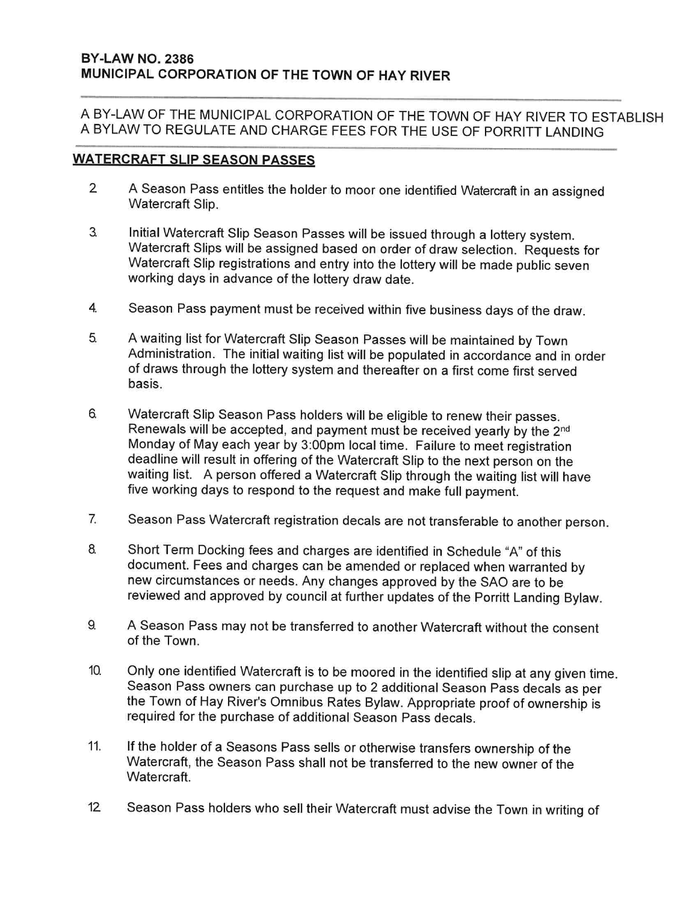**BY-LAW NO. 2386**
**MUNICIPAL CORPORATION OF THE TOWN OF HAY RIVER**

---

A BY-LAW OF THE MUNICIPAL CORPORATION OF THE TOWN OF HAY RIVER TO ESTABLISH A BYLAW TO REGULATE AND CHARGE FEES FOR THE USE OF PORRITT LANDING

---

## WATERCRAFT SLIP SEASON PASSES

2. A Season Pass entitles the holder to moor one identified Watercraft in an assigned Watercraft Slip.

3. Initial Watercraft Slip Season Passes will be issued through a lottery system. Watercraft Slips will be assigned based on order of draw selection. Requests for Watercraft Slip registrations and entry into the lottery will be made public seven working days in advance of the lottery draw date.

4. Season Pass payment must be received within five business days of the draw.

5. A waiting list for Watercraft Slip Season Passes will be maintained by Town Administration. The initial waiting list will be populated in accordance and in order of draws through the lottery system and thereafter on a first come first served basis.

6. Watercraft Slip Season Pass holders will be eligible to renew their passes. Renewals will be accepted, and payment must be received yearly by the 2nd Monday of May each year by 3:00pm local time. Failure to meet registration deadline will result in offering of the Watercraft Slip to the next person on the waiting list. A person offered a Watercraft Slip through the waiting list will have five working days to respond to the request and make full payment.

7. Season Pass Watercraft registration decals are not transferable to another person.

8. Short Term Docking fees and charges are identified in Schedule "A" of this document. Fees and charges can be amended or replaced when warranted by new circumstances or needs. Any changes approved by the SAO are to be reviewed and approved by council at further updates of the Porritt Landing Bylaw.

9. A Season Pass may not be transferred to another Watercraft without the consent of the Town.

10. Only one identified Watercraft is to be moored in the identified slip at any given time. Season Pass owners can purchase up to 2 additional Season Pass decals as per the Town of Hay River's Omnibus Rates Bylaw. Appropriate proof of ownership is required for the purchase of additional Season Pass decals.

11. If the holder of a Seasons Pass sells or otherwise transfers ownership of the Watercraft, the Season Pass shall not be transferred to the new owner of the Watercraft.

12. Season Pass holders who sell their Watercraft must advise the Town in writing of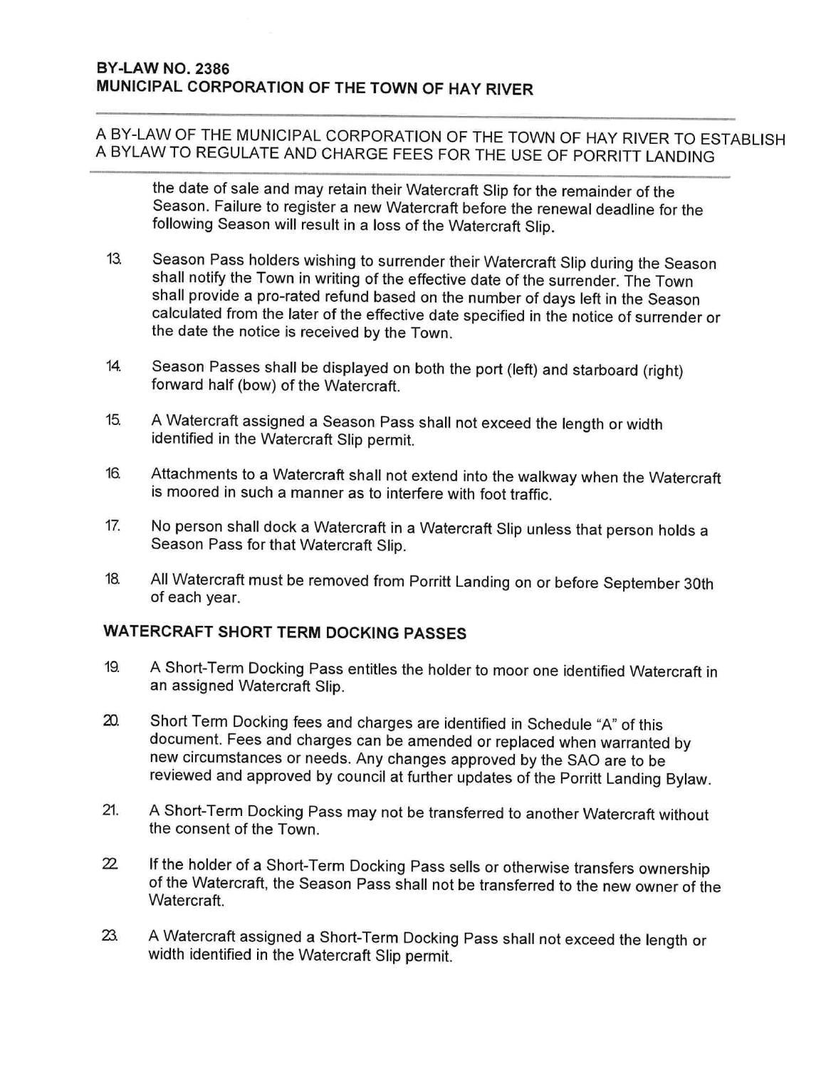the date of sale and may retain their Watercraft Slip for the remainder of the Season. Failure to register a new Watercraft before the renewal deadline for the following Season will result in a loss of the Watercraft Slip.

13. Season Pass holders wishing to surrender their Watercraft Slip during the Season shall notify the Town in writing of the effective date of the surrender. The Town shall provide a pro-rated refund based on the number of days left in the Season calculated from the later of the effective date specified in the notice of surrender or the date the notice is received by the Town.

14. Season Passes shall be displayed on both the port (left) and starboard (right) forward half (bow) of the Watercraft.

15. A Watercraft assigned a Season Pass shall not exceed the length or width identified in the Watercraft Slip permit.

16. Attachments to a Watercraft shall not extend into the walkway when the Watercraft is moored in such a manner as to interfere with foot traffic.

17. No person shall dock a Watercraft in a Watercraft Slip unless that person holds a Season Pass for that Watercraft Slip.

18. All Watercraft must be removed from Porritt Landing on or before September 30th of each year.

## WATERCRAFT SHORT TERM DOCKING PASSES

19. A Short-Term Docking Pass entitles the holder to moor one identified Watercraft in an assigned Watercraft Slip.

20. Short Term Docking fees and charges are identified in Schedule "A" of this document. Fees and charges can be amended or replaced when warranted by new circumstances or needs. Any changes approved by the SAO are to be reviewed and approved by council at further updates of the Porritt Landing Bylaw.

21. A Short-Term Docking Pass may not be transferred to another Watercraft without the consent of the Town.

22. If the holder of a Short-Term Docking Pass sells or otherwise transfers ownership of the Watercraft, the Season Pass shall not be transferred to the new owner of the Watercraft.

23. A Watercraft assigned a Short-Term Docking Pass shall not exceed the length or width identified in the Watercraft Slip permit.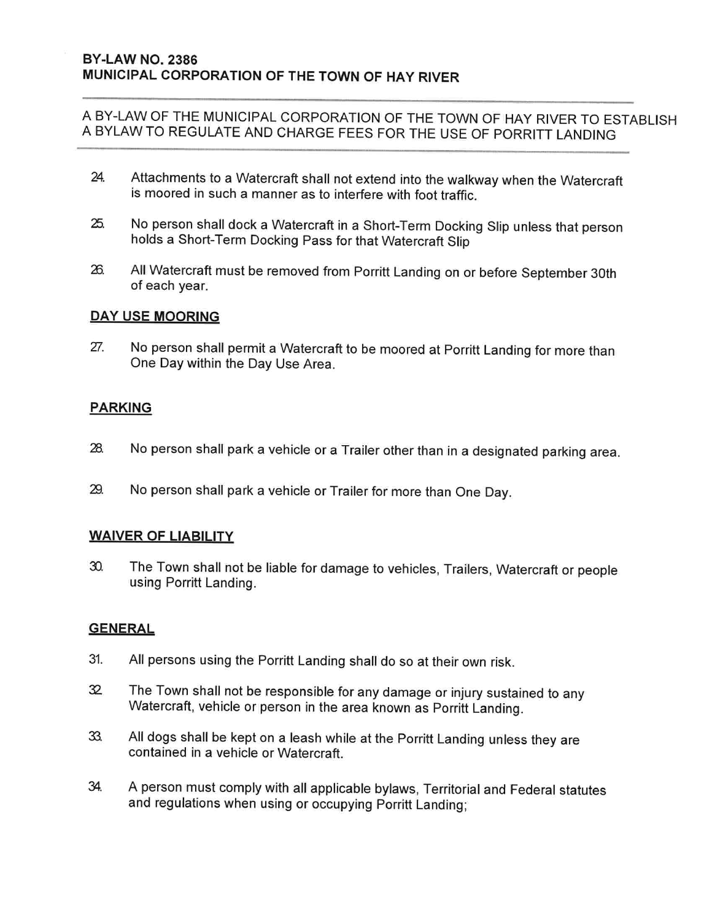24. Attachments to a Watercraft shall not extend into the walkway when the Watercraft is moored in such a manner as to interfere with foot traffic.

25. No person shall dock a Watercraft in a Short-Term Docking Slip unless that person holds a Short-Term Docking Pass for that Watercraft Slip

26. All Watercraft must be removed from Porritt Landing on or before September 30th of each year.

## DAY USE MOORING

27. No person shall permit a Watercraft to be moored at Porritt Landing for more than One Day within the Day Use Area.

## PARKING

28. No person shall park a vehicle or a Trailer other than in a designated parking area.

29. No person shall park a vehicle or Trailer for more than One Day.

## WAIVER OF LIABILITY

30. The Town shall not be liable for damage to vehicles, Trailers, Watercraft or people using Porritt Landing.

## GENERAL

31. All persons using the Porritt Landing shall do so at their own risk.

32. The Town shall not be responsible for any damage or injury sustained to any Watercraft, vehicle or person in the area known as Porritt Landing.

33. All dogs shall be kept on a leash while at the Porritt Landing unless they are contained in a vehicle or Watercraft.

34. A person must comply with all applicable bylaws, Territorial and Federal statutes and regulations when using or occupying Porritt Landing;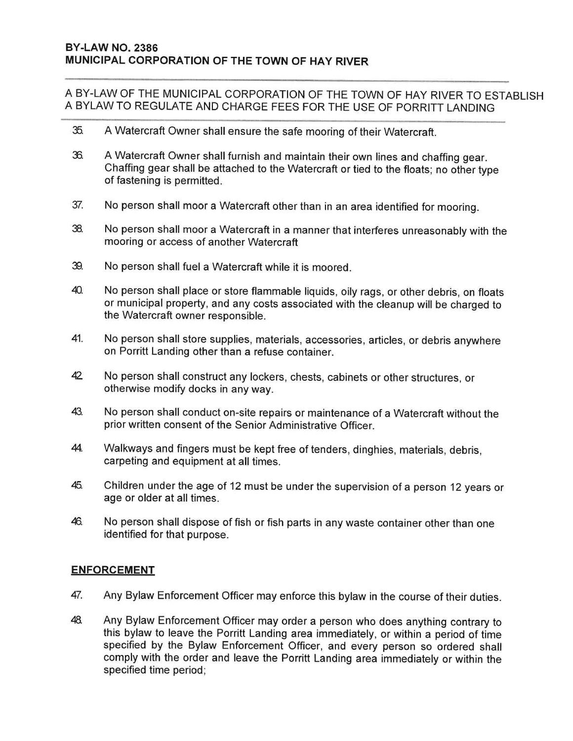35. A Watercraft Owner shall ensure the safe mooring of their Watercraft.

36. A Watercraft Owner shall furnish and maintain their own lines and chaffing gear. Chaffing gear shall be attached to the Watercraft or tied to the floats; no other type of fastening is permitted.

37. No person shall moor a Watercraft other than in an area identified for mooring.

38. No person shall moor a Watercraft in a manner that interferes unreasonably with the mooring or access of another Watercraft

39. No person shall fuel a Watercraft while it is moored.

40. No person shall place or store flammable liquids, oily rags, or other debris, on floats or municipal property, and any costs associated with the cleanup will be charged to the Watercraft owner responsible.

41. No person shall store supplies, materials, accessories, articles, or debris anywhere on Porritt Landing other than a refuse container.

42. No person shall construct any lockers, chests, cabinets or other structures, or otherwise modify docks in any way.

43. No person shall conduct on-site repairs or maintenance of a Watercraft without the prior written consent of the Senior Administrative Officer.

44. Walkways and fingers must be kept free of tenders, dinghies, materials, debris, carpeting and equipment at all times.

45. Children under the age of 12 must be under the supervision of a person 12 years or age or older at all times.

46. No person shall dispose of fish or fish parts in any waste container other than one identified for that purpose.

## ENFORCEMENT

47. Any Bylaw Enforcement Officer may enforce this bylaw in the course of their duties.

48. Any Bylaw Enforcement Officer may order a person who does anything contrary to this bylaw to leave the Porritt Landing area immediately, or within a period of time specified by the Bylaw Enforcement Officer, and every person so ordered shall comply with the order and leave the Porritt Landing area immediately or within the specified time period;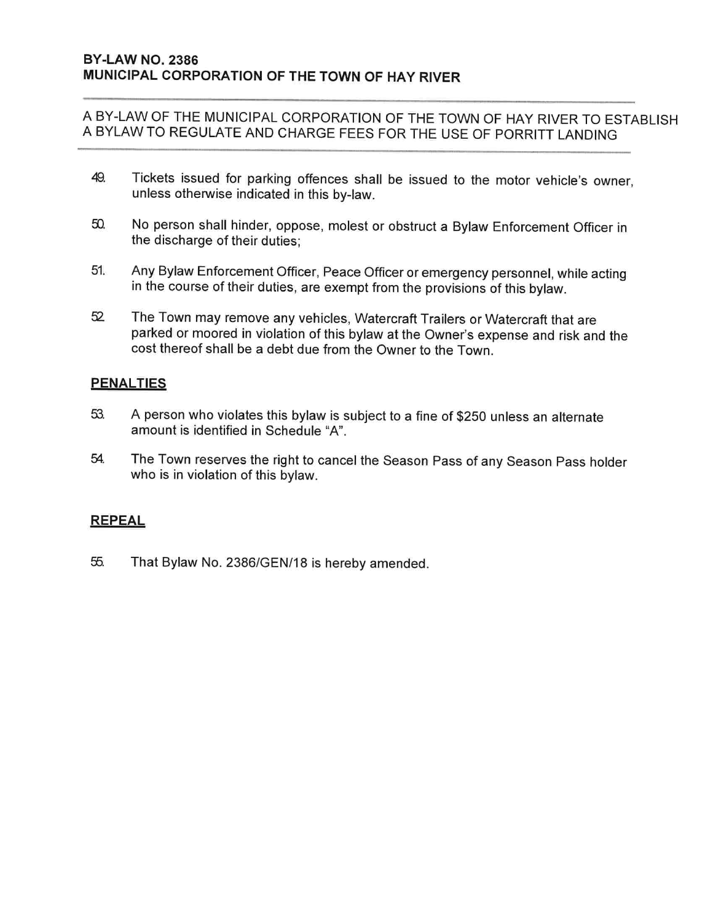**BY-LAW NO. 2386**
**MUNICIPAL CORPORATION OF THE TOWN OF HAY RIVER**

A BY-LAW OF THE MUNICIPAL CORPORATION OF THE TOWN OF HAY RIVER TO ESTABLISH A BYLAW TO REGULATE AND CHARGE FEES FOR THE USE OF PORRITT LANDING

49. Tickets issued for parking offences shall be issued to the motor vehicle's owner, unless otherwise indicated in this by-law.

50. No person shall hinder, oppose, molest or obstruct a Bylaw Enforcement Officer in the discharge of their duties;

51. Any Bylaw Enforcement Officer, Peace Officer or emergency personnel, while acting in the course of their duties, are exempt from the provisions of this bylaw.

52. The Town may remove any vehicles, Watercraft Trailers or Watercraft that are parked or moored in violation of this bylaw at the Owner's expense and risk and the cost thereof shall be a debt due from the Owner to the Town.

## PENALTIES

53. A person who violates this bylaw is subject to a fine of $250 unless an alternate amount is identified in Schedule "A".

54. The Town reserves the right to cancel the Season Pass of any Season Pass holder who is in violation of this bylaw.

## REPEAL

55. That Bylaw No. 2386/GEN/18 is hereby amended.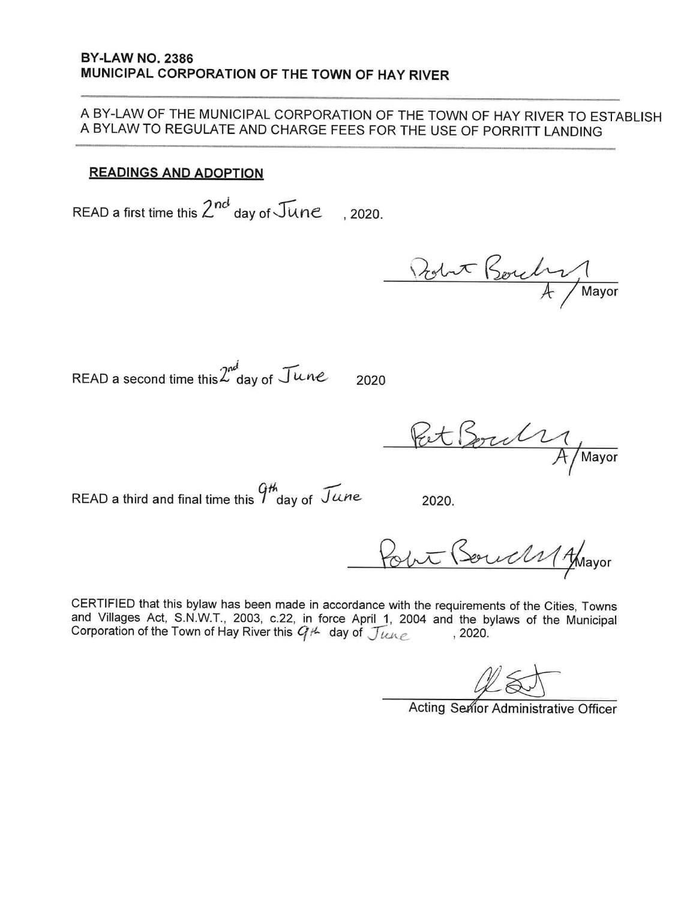**BY-LAW NO. 2386**
**MUNICIPAL CORPORATION OF THE TOWN OF HAY RIVER**

---

A BY-LAW OF THE MUNICIPAL CORPORATION OF THE TOWN OF HAY RIVER TO ESTABLISH A BYLAW TO REGULATE AND CHARGE FEES FOR THE USE OF PORRITT LANDING

---

**READINGS AND ADOPTION**

READ a first time this 2nd day of June , 2020.

Robert Bouchard
A / Mayor

READ a second time this 2nd day of June 2020

Pat Bouchard
A / Mayor

READ a third and final time this 9th day of June 2020.

Robert Bouchard
A/Mayor

CERTIFIED that this bylaw has been made in accordance with the requirements of the Cities, Towns and Villages Act, S.N.W.T., 2003, c.22, in force April 1, 2004 and the bylaws of the Municipal Corporation of the Town of Hay River this 9th day of June , 2020.

Acting Senior Administrative Officer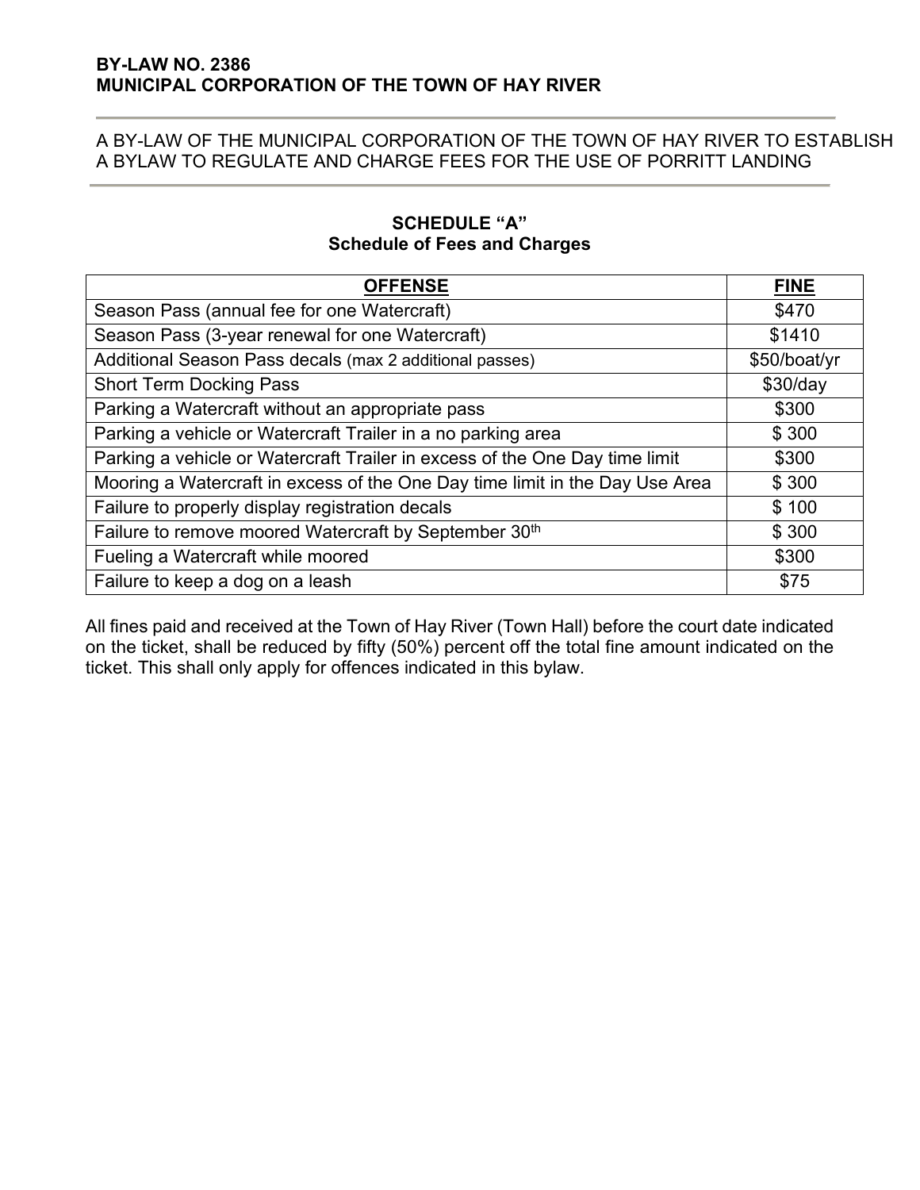**BY-LAW NO. 2386**
**MUNICIPAL CORPORATION OF THE TOWN OF HAY RIVER**

A BY-LAW OF THE MUNICIPAL CORPORATION OF THE TOWN OF HAY RIVER TO ESTABLISH A BYLAW TO REGULATE AND CHARGE FEES FOR THE USE OF PORRITT LANDING

## SCHEDULE "A"
### Schedule of Fees and Charges

| OFFENSE | FINE |
|---|---|
| Season Pass (annual fee for one Watercraft) | $470 |
| Season Pass (3-year renewal for one Watercraft) | $1410 |
| Additional Season Pass decals (max 2 additional passes) | $50/boat/yr |
| Short Term Docking Pass | $30/day |
| Parking a Watercraft without an appropriate pass | $300 |
| Parking a vehicle or Watercraft Trailer in a no parking area | $ 300 |
| Parking a vehicle or Watercraft Trailer in excess of the One Day time limit | $300 |
| Mooring a Watercraft in excess of the One Day time limit in the Day Use Area | $ 300 |
| Failure to properly display registration decals | $ 100 |
| Failure to remove moored Watercraft by September 30th | $ 300 |
| Fueling a Watercraft while moored | $300 |
| Failure to keep a dog on a leash | $75 |

All fines paid and received at the Town of Hay River (Town Hall) before the court date indicated on the ticket, shall be reduced by fifty (50%) percent off the total fine amount indicated on the ticket. This shall only apply for offences indicated in this bylaw.